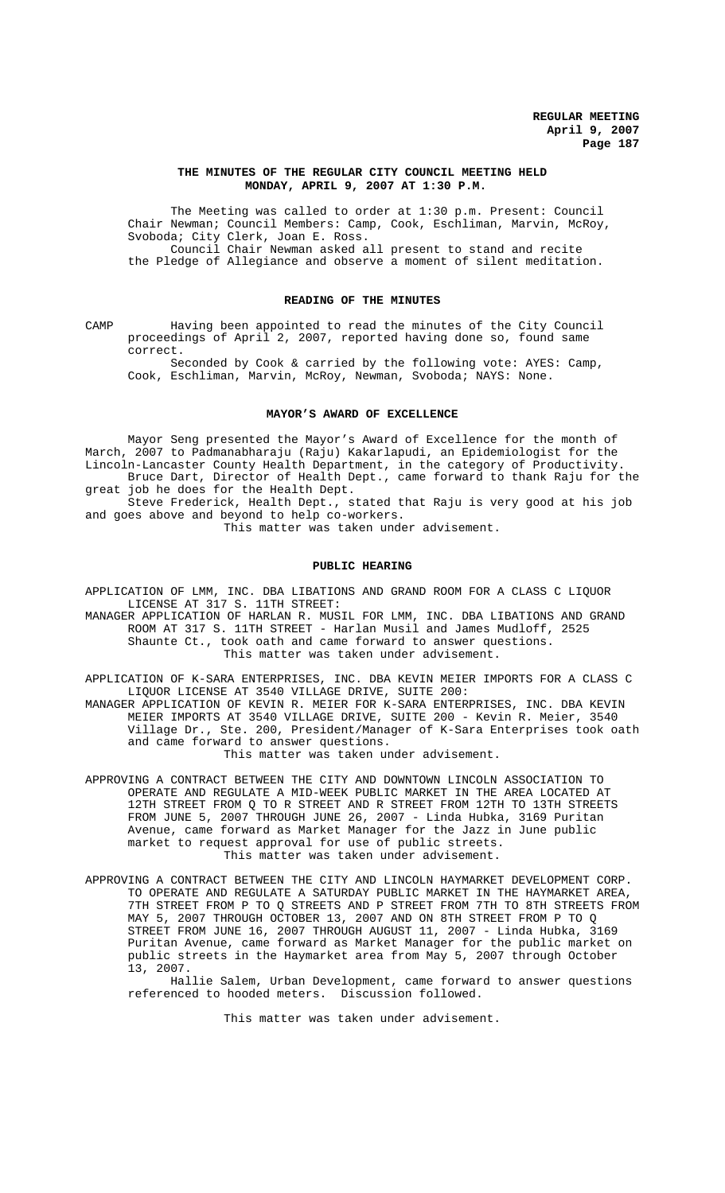# THE MINUTES OF THE REGULAR CITY COUNCIL MEETING HELD MONDAY, APRIL 9, 2007 AT 1:30 P.M.

The Meeting was called to order at 1:30 p.m. Present: Council Chair Newman; Council Members: Camp, Cook, Eschliman, Marvin, McRoy, Svoboda; City Clerk, Joan E. Ross.

Council Chair Newman asked all present to stand and recite the Pledge of Allegiance and observe a moment of silent meditation.

## READING OF THE MINUTES

CAMP Having been appointed to read the minutes of the City Council proceedings of April 2, 2007, reported having done so, found same correct.

Seconded by Cook & carried by the following vote: AYES: Camp, Cook, Eschliman, Marvin, McRoy, Newman, Svoboda; NAYS: None.

## MAYOR'S AWARD OF EXCELLENCE

Mayor Seng presented the Mayor's Award of Excellence for the month of March, 2007 to Padmanabharaju (Raju) Kakarlapudi, an Epidemiologist for the Lincoln-Lancaster County Health Department, in the category of Productivity.

Bruce Dart, Director of Health Dept., came forward to thank Raju for the great job he does for the Health Dept.

Steve Frederick, Health Dept., stated that Raju is very good at his job and goes above and beyond to help co-workers.

This matter was taken under advisement.

## PUBLIC HEARING

APPLICATION OF LMM, INC. DBA LIBATIONS AND GRAND ROOM FOR A CLASS C LIQUOR LICENSE AT 317 S. 11TH STREET:

MANAGER APPLICATION OF HARLAN R. MUSIL FOR LMM, INC. DBA LIBATIONS AND GRAND ROOM AT 317 S. 11TH STREET - Harlan Musil and James Mudloff, 2525 Shaunte Ct., took oath and came forward to answer questions.

This matter was taken under advisement.

APPLICATION OF K-SARA ENTERPRISES, INC. DBA KEVIN MEIER IMPORTS FOR A CLASS C LIQUOR LICENSE AT 3540 VILLAGE DRIVE, SUITE 200:

MANAGER APPLICATION OF KEVIN R. MEIER FOR K-SARA ENTERPRISES, INC. DBA KEVIN MEIER IMPORTS AT 3540 VILLAGE DRIVE, SUITE 200 - Kevin R. Meier, 3540 Village Dr., Ste. 200, President/Manager of K-Sara Enterprises took oath and came forward to answer questions.

This matter was taken under advisement.

APPROVING A CONTRACT BETWEEN THE CITY AND DOWNTOWN LINCOLN ASSOCIATION TO OPERATE AND REGULATE A MID-WEEK PUBLIC MARKET IN THE AREA LOCATED AT 12TH STREET FROM Q TO R STREET AND R STREET FROM 12TH TO 13TH STREETS FROM JUNE 5, 2007 THROUGH JUNE 26, 2007 - Linda Hubka, 3169 Puritan Avenue, came forward as Market Manager for the Jazz in June public market to request approval for use of public streets.

This matter was taken under advisement.

APPROVING A CONTRACT BETWEEN THE CITY AND LINCOLN HAYMARKET DEVELOPMENT CORP. TO OPERATE AND REGULATE A SATURDAY PUBLIC MARKET IN THE HAYMARKET AREA, 7TH STREET FROM P TO Q STREETS AND P STREET FROM 7TH TO 8TH STREETS FROM MAY 5, 2007 THROUGH OCTOBER 13, 2007 AND ON 8TH STREET FROM P TO Q STREET FROM JUNE 16, 2007 THROUGH AUGUST 11, 2007 - Linda Hubka, 3169 Puritan Avenue, came forward as Market Manager for the public market on public streets in the Haymarket area from May 5, 2007 through October 13, 2007.

Hallie Salem, Urban Development, came forward to answer questions referenced to hooded meters. Discussion followed.

This matter was taken under advisement.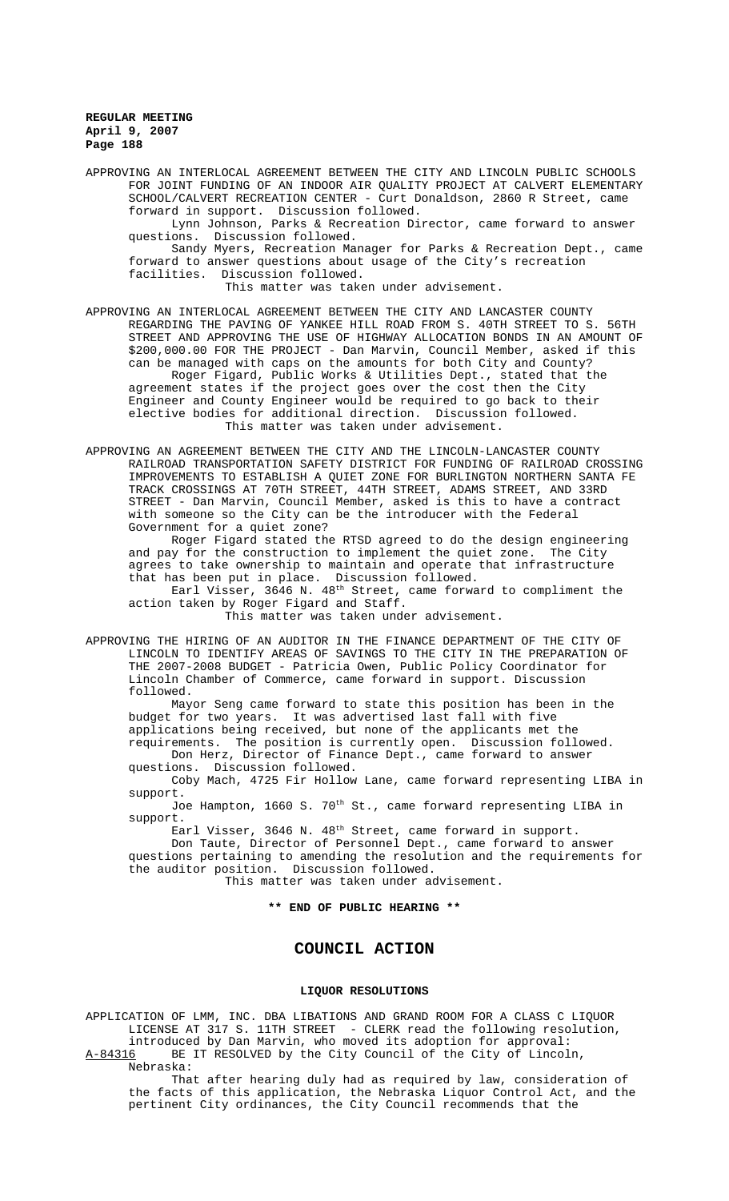APPROVING AN INTERLOCAL AGREEMENT BETWEEN THE CITY AND LINCOLN PUBLIC SCHOOLS FOR JOINT FUNDING OF AN INDOOR AIR QUALITY PROJECT AT CALVERT ELEMENTARY SCHOOL/CALVERT RECREATION CENTER - Curt Donaldson, 2860 R Street, came forward in support. Discussion followed.

Lynn Johnson, Parks & Recreation Director, came forward to answer questions. Discussion followed.

Sandy Myers, Recreation Manager for Parks & Recreation Dept., came forward to answer questions about usage of the City's recreation facilities. Discussion followed.

This matter was taken under advisement.

APPROVING AN INTERLOCAL AGREEMENT BETWEEN THE CITY AND LANCASTER COUNTY REGARDING THE PAVING OF YANKEE HILL ROAD FROM S. 40TH STREET TO S. 56TH STREET AND APPROVING THE USE OF HIGHWAY ALLOCATION BONDS IN AN AMOUNT OF \$200,000.00 FOR THE PROJECT - Dan Marvin, Council Member, asked if this can be managed with caps on the amounts for both City and County?

Roger Figard, Public Works & Utilities Dept., stated that the agreement states if the project goes over the cost then the City Engineer and County Engineer would be required to go back to their elective bodies for additional direction. Discussion followed.

This matter was taken under advisement.

APPROVING AN AGREEMENT BETWEEN THE CITY AND THE LINCOLN-LANCASTER COUNTY RAILROAD TRANSPORTATION SAFETY DISTRICT FOR FUNDING OF RAILROAD CROSSING IMPROVEMENTS TO ESTABLISH A QUIET ZONE FOR BURLINGTON NORTHERN SANTA FE TRACK CROSSINGS AT 70TH STREET, 44TH STREET, ADAMS STREET, AND 33RD STREET - Dan Marvin, Council Member, asked is this to have a contract with someone so the City can be the introducer with the Federal Government for a quiet zone?

Roger Figard stated the RTSD agreed to do the design engineering and pay for the construction to implement the quiet zone. The City agrees to take ownership to maintain and operate that infrastructure that has been put in place. Discussion followed.

Earl Visser, 3646 N. 48th Street, came forward to compliment the action taken by Roger Figard and Staff.

This matter was taken under advisement.

APPROVING THE HIRING OF AN AUDITOR IN THE FINANCE DEPARTMENT OF THE CITY OF LINCOLN TO IDENTIFY AREAS OF SAVINGS TO THE CITY IN THE PREPARATION OF THE 2007-2008 BUDGET - Patricia Owen, Public Policy Coordinator for Lincoln Chamber of Commerce, came forward in support. Discussion followed.

Mayor Seng came forward to state this position has been in the budget for two years. It was advertised last fall with five applications being received, but none of the applicants met the requirements. The position is currently open. Discussion followed.

Don Herz, Director of Finance Dept., came forward to answer questions. Discussion followed.

Coby Mach, 4725 Fir Hollow Lane, came forward representing LIBA in support.

Joe Hampton, 1660 S. 70th St., came forward representing LIBA in support.

Earl Visser, 3646 N. 48th Street, came forward in support.

Don Taute, Director of Personnel Dept., came forward to answer questions pertaining to amending the resolution and the requirements for the auditor position. Discussion followed.

This matter was taken under advisement.

**\*\* END OF PUBLIC HEARING \*\***

## COUNCIL ACTION

### LIQUOR RESOLUTIONS

APPLICATION OF LMM, INC. DBA LIBATIONS AND GRAND ROOM FOR A CLASS C LIQUOR LICENSE AT 317 S. 11TH STREET - CLERK read the following resolution, introduced by Dan Marvin, who moved its adoption for approval:

A-84316 BE IT RESOLVED by the City Council of the City of Lincoln, Nebraska:

That after hearing duly had as required by law, consideration of the facts of this application, the Nebraska Liquor Control Act, and the pertinent City ordinances, the City Council recommends that the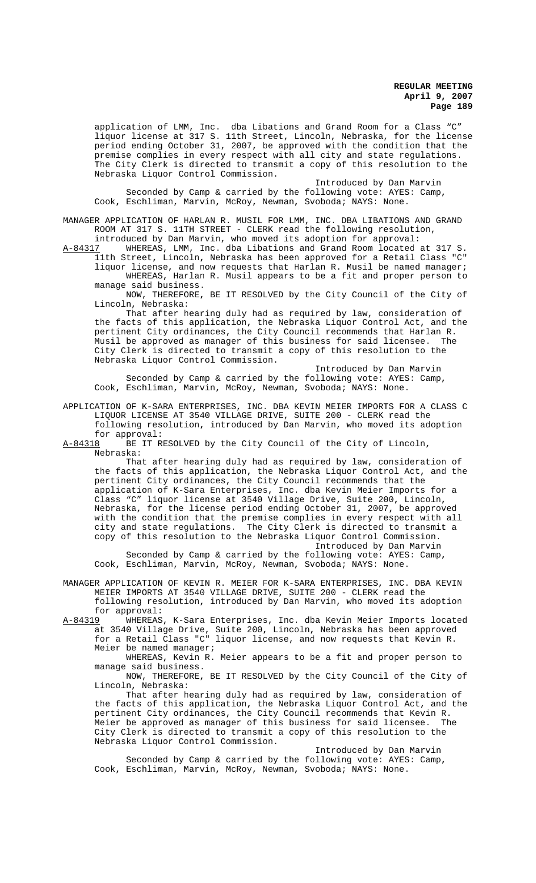application of LMM, Inc. dba Libations and Grand Room for a Class "C" liquor license at 317 S. 11th Street, Lincoln, Nebraska, for the license period ending October 31, 2007, be approved with the condition that the premise complies in every respect with all city and state regulations. The City Clerk is directed to transmit a copy of this resolution to the Nebraska Liquor Control Commission.

Introduced by Dan Marvin

Seconded by Camp & carried by the following vote: AYES: Camp, Cook, Eschliman, Marvin, McRoy, Newman, Svoboda; NAYS: None.

MANAGER APPLICATION OF HARLAN R. MUSIL FOR LMM, INC. DBA LIBATIONS AND GRAND ROOM AT 317 S. 11TH STREET - CLERK read the following resolution, introduced by Dan Marvin, who moved its adoption for approval:

A-84317 WHEREAS, LMM, Inc. dba Libations and Grand Room located at 317 S. 11th Street, Lincoln, Nebraska has been approved for a Retail Class "C" liquor license, and now requests that Harlan R. Musil be named manager;

WHEREAS, Harlan R. Musil appears to be a fit and proper person to manage said business.

NOW, THEREFORE, BE IT RESOLVED by the City Council of the City of Lincoln, Nebraska:

That after hearing duly had as required by law, consideration of the facts of this application, the Nebraska Liquor Control Act, and the pertinent City ordinances, the City Council recommends that Harlan R. Musil be approved as manager of this business for said licensee. The City Clerk is directed to transmit a copy of this resolution to the Nebraska Liquor Control Commission.

Introduced by Dan Marvin

Seconded by Camp & carried by the following vote: AYES: Camp, Cook, Eschliman, Marvin, McRoy, Newman, Svoboda; NAYS: None.

APPLICATION OF K-SARA ENTERPRISES, INC. DBA KEVIN MEIER IMPORTS FOR A CLASS C LIQUOR LICENSE AT 3540 VILLAGE DRIVE, SUITE 200 - CLERK read the following resolution, introduced by Dan Marvin, who moved its adoption for approval:

A-84318 BE IT RESOLVED by the City Council of the City of Lincoln, Nebraska:

That after hearing duly had as required by law, consideration of the facts of this application, the Nebraska Liquor Control Act, and the pertinent City ordinances, the City Council recommends that the application of K-Sara Enterprises, Inc. dba Kevin Meier Imports for a Class "C" liquor license at 3540 Village Drive, Suite 200, Lincoln, Nebraska, for the license period ending October 31, 2007, be approved with the condition that the premise complies in every respect with all city and state regulations. The City Clerk is directed to transmit a copy of this resolution to the Nebraska Liquor Control Commission.

Introduced by Dan Marvin

Seconded by Camp & carried by the following vote: AYES: Camp, Cook, Eschliman, Marvin, McRoy, Newman, Svoboda; NAYS: None.

MANAGER APPLICATION OF KEVIN R. MEIER FOR K-SARA ENTERPRISES, INC. DBA KEVIN MEIER IMPORTS AT 3540 VILLAGE DRIVE, SUITE 200 - CLERK read the following resolution, introduced by Dan Marvin, who moved its adoption for approval:

A-84319 WHEREAS, K-Sara Enterprises, Inc. dba Kevin Meier Imports located at 3540 Village Drive, Suite 200, Lincoln, Nebraska has been approved for a Retail Class "C" liquor license, and now requests that Kevin R. Meier be named manager;

WHEREAS, Kevin R. Meier appears to be a fit and proper person to manage said business.

NOW, THEREFORE, BE IT RESOLVED by the City Council of the City of Lincoln, Nebraska:

That after hearing duly had as required by law, consideration of the facts of this application, the Nebraska Liquor Control Act, and the pertinent City ordinances, the City Council recommends that Kevin R. Meier be approved as manager of this business for said licensee. The City Clerk is directed to transmit a copy of this resolution to the Nebraska Liquor Control Commission.

Introduced by Dan Marvin

Seconded by Camp & carried by the following vote: AYES: Camp, Cook, Eschliman, Marvin, McRoy, Newman, Svoboda; NAYS: None.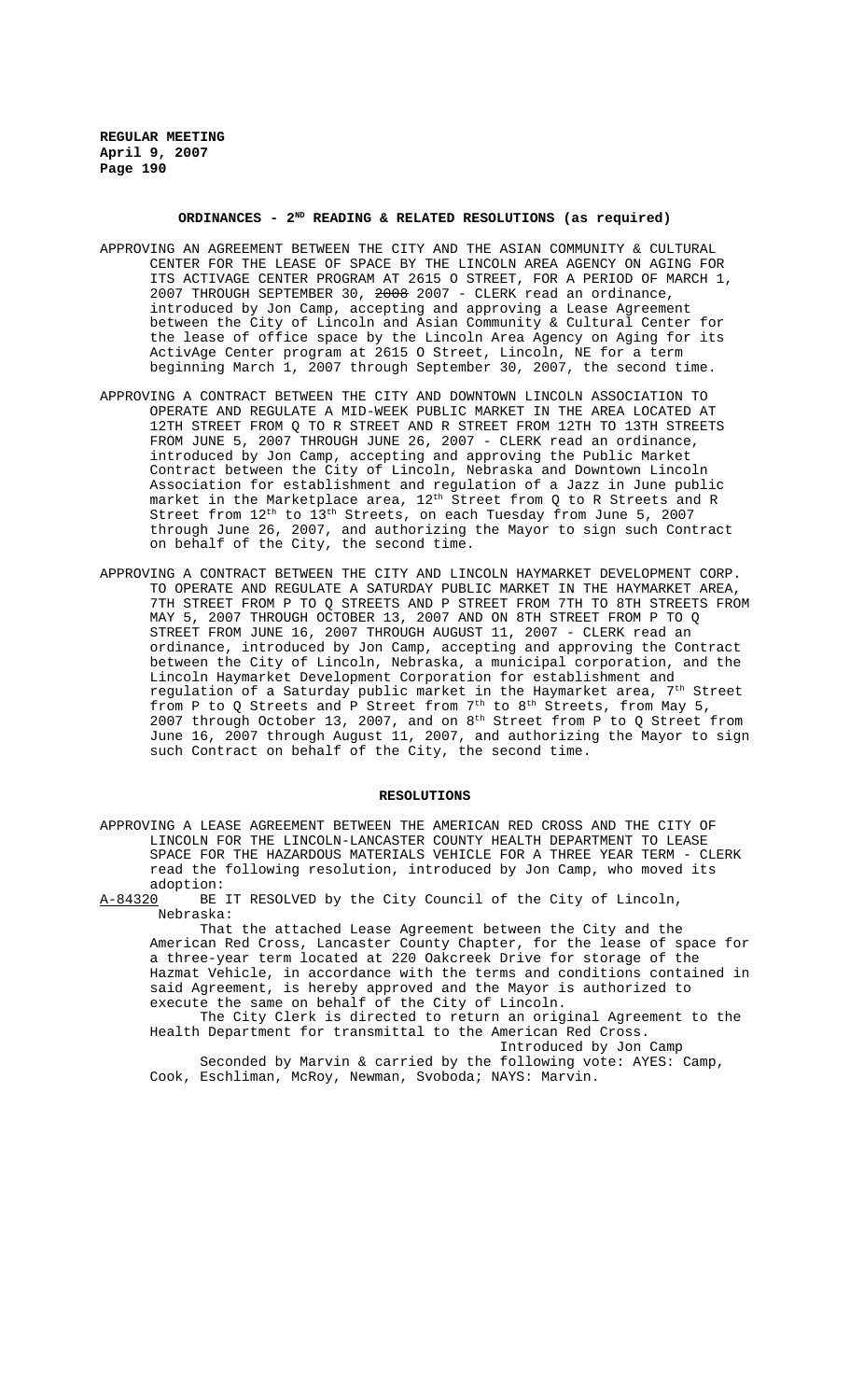## ORDINANCES - 2ND READING & RELATED RESOLUTIONS (as required)

APPROVING AN AGREEMENT BETWEEN THE CITY AND THE ASIAN COMMUNITY & CULTURAL CENTER FOR THE LEASE OF SPACE BY THE LINCOLN AREA AGENCY ON AGING FOR ITS ACTIVAGE CENTER PROGRAM AT 2615 O STREET, FOR A PERIOD OF MARCH 1, 2007 THROUGH SEPTEMBER 30, ~~2008~~ 2007 - CLERK read an ordinance, introduced by Jon Camp, accepting and approving a Lease Agreement between the City of Lincoln and Asian Community & Cultural Center for the lease of office space by the Lincoln Area Agency on Aging for its ActivAge Center program at 2615 O Street, Lincoln, NE for a term beginning March 1, 2007 through September 30, 2007, the second time.

APPROVING A CONTRACT BETWEEN THE CITY AND DOWNTOWN LINCOLN ASSOCIATION TO OPERATE AND REGULATE A MID-WEEK PUBLIC MARKET IN THE AREA LOCATED AT 12TH STREET FROM Q TO R STREET AND R STREET FROM 12TH TO 13TH STREETS FROM JUNE 5, 2007 THROUGH JUNE 26, 2007 - CLERK read an ordinance, introduced by Jon Camp, accepting and approving the Public Market Contract between the City of Lincoln, Nebraska and Downtown Lincoln Association for establishment and regulation of a Jazz in June public market in the Marketplace area, 12th Street from Q to R Streets and R Street from 12th to 13th Streets, on each Tuesday from June 5, 2007 through June 26, 2007, and authorizing the Mayor to sign such Contract on behalf of the City, the second time.

APPROVING A CONTRACT BETWEEN THE CITY AND LINCOLN HAYMARKET DEVELOPMENT CORP. TO OPERATE AND REGULATE A SATURDAY PUBLIC MARKET IN THE HAYMARKET AREA, 7TH STREET FROM P TO Q STREETS AND P STREET FROM 7TH TO 8TH STREETS FROM MAY 5, 2007 THROUGH OCTOBER 13, 2007 AND ON 8TH STREET FROM P TO Q STREET FROM JUNE 16, 2007 THROUGH AUGUST 11, 2007 - CLERK read an ordinance, introduced by Jon Camp, accepting and approving the Contract between the City of Lincoln, Nebraska, a municipal corporation, and the Lincoln Haymarket Development Corporation for establishment and regulation of a Saturday public market in the Haymarket area, 7th Street from P to Q Streets and P Street from 7th to 8th Streets, from May 5, 2007 through October 13, 2007, and on 8th Street from P to Q Street from June 16, 2007 through August 11, 2007, and authorizing the Mayor to sign such Contract on behalf of the City, the second time.

## RESOLUTIONS

APPROVING A LEASE AGREEMENT BETWEEN THE AMERICAN RED CROSS AND THE CITY OF LINCOLN FOR THE LINCOLN-LANCASTER COUNTY HEALTH DEPARTMENT TO LEASE SPACE FOR THE HAZARDOUS MATERIALS VEHICLE FOR A THREE YEAR TERM - CLERK read the following resolution, introduced by Jon Camp, who moved its adoption:

A-84320 BE IT RESOLVED by the City Council of the City of Lincoln, Nebraska:

That the attached Lease Agreement between the City and the American Red Cross, Lancaster County Chapter, for the lease of space for a three-year term located at 220 Oakcreek Drive for storage of the Hazmat Vehicle, in accordance with the terms and conditions contained in said Agreement, is hereby approved and the Mayor is authorized to execute the same on behalf of the City of Lincoln.

The City Clerk is directed to return an original Agreement to the Health Department for transmittal to the American Red Cross.

Introduced by Jon Camp

Seconded by Marvin & carried by the following vote: AYES: Camp, Cook, Eschliman, McRoy, Newman, Svoboda; NAYS: Marvin.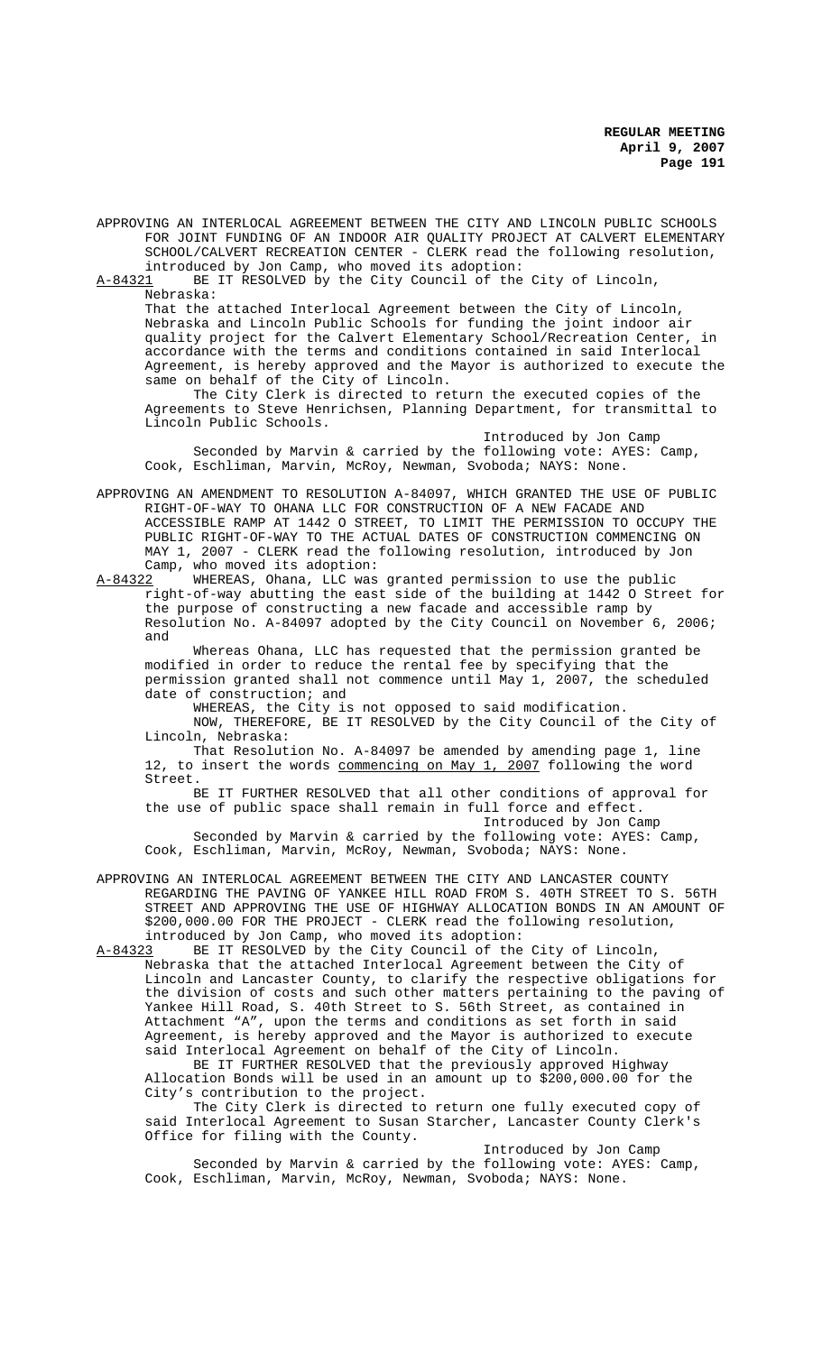APPROVING AN INTERLOCAL AGREEMENT BETWEEN THE CITY AND LINCOLN PUBLIC SCHOOLS FOR JOINT FUNDING OF AN INDOOR AIR QUALITY PROJECT AT CALVERT ELEMENTARY SCHOOL/CALVERT RECREATION CENTER - CLERK read the following resolution, introduced by Jon Camp, who moved its adoption:

A-84321 BE IT RESOLVED by the City Council of the City of Lincoln, Nebraska:

That the attached Interlocal Agreement between the City of Lincoln, Nebraska and Lincoln Public Schools for funding the joint indoor air quality project for the Calvert Elementary School/Recreation Center, in accordance with the terms and conditions contained in said Interlocal Agreement, is hereby approved and the Mayor is authorized to execute the same on behalf of the City of Lincoln.

The City Clerk is directed to return the executed copies of the Agreements to Steve Henrichsen, Planning Department, for transmittal to Lincoln Public Schools.

Introduced by Jon Camp

Seconded by Marvin & carried by the following vote: AYES: Camp, Cook, Eschliman, Marvin, McRoy, Newman, Svoboda; NAYS: None.

APPROVING AN AMENDMENT TO RESOLUTION A-84097, WHICH GRANTED THE USE OF PUBLIC RIGHT-OF-WAY TO OHANA LLC FOR CONSTRUCTION OF A NEW FACADE AND ACCESSIBLE RAMP AT 1442 O STREET, TO LIMIT THE PERMISSION TO OCCUPY THE PUBLIC RIGHT-OF-WAY TO THE ACTUAL DATES OF CONSTRUCTION COMMENCING ON MAY 1, 2007 - CLERK read the following resolution, introduced by Jon Camp, who moved its adoption:

A-84322 WHEREAS, Ohana, LLC was granted permission to use the public right-of-way abutting the east side of the building at 1442 O Street for the purpose of constructing a new facade and accessible ramp by Resolution No. A-84097 adopted by the City Council on November 6, 2006; and

Whereas Ohana, LLC has requested that the permission granted be modified in order to reduce the rental fee by specifying that the permission granted shall not commence until May 1, 2007, the scheduled date of construction; and

WHEREAS, the City is not opposed to said modification.

NOW, THEREFORE, BE IT RESOLVED by the City Council of the City of Lincoln, Nebraska:

That Resolution No. A-84097 be amended by amending page 1, line 12, to insert the words commencing on May 1, 2007 following the word Street.

BE IT FURTHER RESOLVED that all other conditions of approval for the use of public space shall remain in full force and effect.

Introduced by Jon Camp

Seconded by Marvin & carried by the following vote: AYES: Camp, Cook, Eschliman, Marvin, McRoy, Newman, Svoboda; NAYS: None.

APPROVING AN INTERLOCAL AGREEMENT BETWEEN THE CITY AND LANCASTER COUNTY REGARDING THE PAVING OF YANKEE HILL ROAD FROM S. 40TH STREET TO S. 56TH STREET AND APPROVING THE USE OF HIGHWAY ALLOCATION BONDS IN AN AMOUNT OF $200,000.00 FOR THE PROJECT - CLERK read the following resolution, introduced by Jon Camp, who moved its adoption:

A-84323 BE IT RESOLVED by the City Council of the City of Lincoln, Nebraska that the attached Interlocal Agreement between the City of Lincoln and Lancaster County, to clarify the respective obligations for the division of costs and such other matters pertaining to the paving of Yankee Hill Road, S. 40th Street to S. 56th Street, as contained in Attachment "A", upon the terms and conditions as set forth in said Agreement, is hereby approved and the Mayor is authorized to execute said Interlocal Agreement on behalf of the City of Lincoln.

BE IT FURTHER RESOLVED that the previously approved Highway Allocation Bonds will be used in an amount up to $200,000.00 for the City's contribution to the project.

The City Clerk is directed to return one fully executed copy of said Interlocal Agreement to Susan Starcher, Lancaster County Clerk's Office for filing with the County.

Introduced by Jon Camp

Seconded by Marvin & carried by the following vote: AYES: Camp, Cook, Eschliman, Marvin, McRoy, Newman, Svoboda; NAYS: None.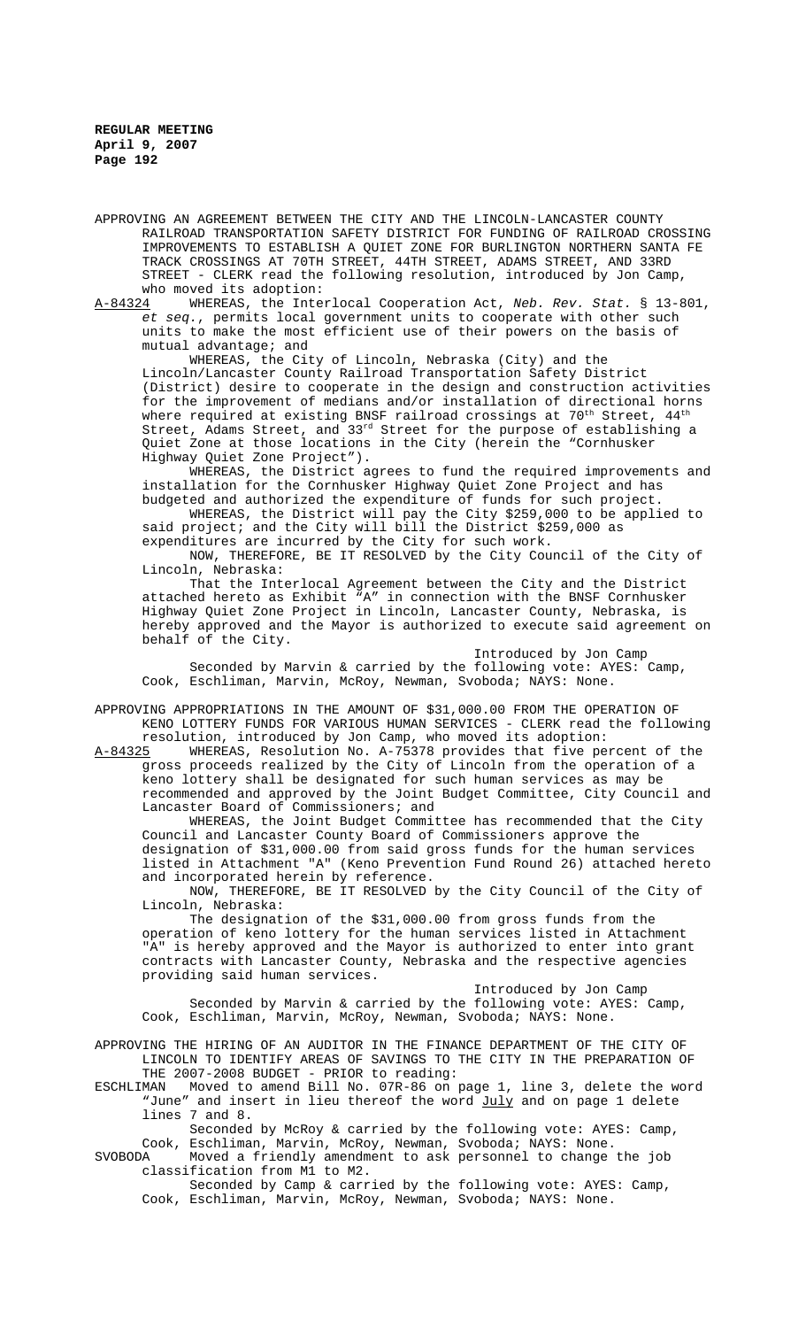APPROVING AN AGREEMENT BETWEEN THE CITY AND THE LINCOLN-LANCASTER COUNTY RAILROAD TRANSPORTATION SAFETY DISTRICT FOR FUNDING OF RAILROAD CROSSING IMPROVEMENTS TO ESTABLISH A QUIET ZONE FOR BURLINGTON NORTHERN SANTA FE TRACK CROSSINGS AT 70TH STREET, 44TH STREET, ADAMS STREET, AND 33RD STREET - CLERK read the following resolution, introduced by Jon Camp, who moved its adoption:

A-84324 WHEREAS, the Interlocal Cooperation Act, *Neb. Rev. Stat.* § 13-801, *et seq.*, permits local government units to cooperate with other such units to make the most efficient use of their powers on the basis of mutual advantage; and

WHEREAS, the City of Lincoln, Nebraska (City) and the Lincoln/Lancaster County Railroad Transportation Safety District (District) desire to cooperate in the design and construction activities for the improvement of medians and/or installation of directional horns where required at existing BNSF railroad crossings at 70th Street, 44th Street, Adams Street, and 33rd Street for the purpose of establishing a Quiet Zone at those locations in the City (herein the "Cornhusker Highway Quiet Zone Project").

WHEREAS, the District agrees to fund the required improvements and installation for the Cornhusker Highway Quiet Zone Project and has budgeted and authorized the expenditure of funds for such project.

WHEREAS, the District will pay the City $259,000 to be applied to said project; and the City will bill the District $259,000 as expenditures are incurred by the City for such work.

NOW, THEREFORE, BE IT RESOLVED by the City Council of the City of Lincoln, Nebraska:

That the Interlocal Agreement between the City and the District attached hereto as Exhibit "A" in connection with the BNSF Cornhusker Highway Quiet Zone Project in Lincoln, Lancaster County, Nebraska, is hereby approved and the Mayor is authorized to execute said agreement on behalf of the City.

Introduced by Jon Camp

Seconded by Marvin & carried by the following vote: AYES: Camp, Cook, Eschliman, Marvin, McRoy, Newman, Svoboda; NAYS: None.

APPROVING APPROPRIATIONS IN THE AMOUNT OF $31,000.00 FROM THE OPERATION OF KENO LOTTERY FUNDS FOR VARIOUS HUMAN SERVICES - CLERK read the following resolution, introduced by Jon Camp, who moved its adoption:

A-84325 WHEREAS, Resolution No. A-75378 provides that five percent of the gross proceeds realized by the City of Lincoln from the operation of a keno lottery shall be designated for such human services as may be recommended and approved by the Joint Budget Committee, City Council and Lancaster Board of Commissioners; and

WHEREAS, the Joint Budget Committee has recommended that the City Council and Lancaster County Board of Commissioners approve the designation of $31,000.00 from said gross funds for the human services listed in Attachment "A" (Keno Prevention Fund Round 26) attached hereto and incorporated herein by reference.

NOW, THEREFORE, BE IT RESOLVED by the City Council of the City of Lincoln, Nebraska:

The designation of the $31,000.00 from gross funds from the operation of keno lottery for the human services listed in Attachment "A" is hereby approved and the Mayor is authorized to enter into grant contracts with Lancaster County, Nebraska and the respective agencies providing said human services.

Introduced by Jon Camp

Seconded by Marvin & carried by the following vote: AYES: Camp, Cook, Eschliman, Marvin, McRoy, Newman, Svoboda; NAYS: None.

APPROVING THE HIRING OF AN AUDITOR IN THE FINANCE DEPARTMENT OF THE CITY OF LINCOLN TO IDENTIFY AREAS OF SAVINGS TO THE CITY IN THE PREPARATION OF THE 2007-2008 BUDGET - PRIOR to reading:

ESCHLIMAN Moved to amend Bill No. 07R-86 on page 1, line 3, delete the word "June" and insert in lieu thereof the word July and on page 1 delete lines 7 and 8.

Seconded by McRoy & carried by the following vote: AYES: Camp, Cook, Eschliman, Marvin, McRoy, Newman, Svoboda; NAYS: None.

SVOBODA Moved a friendly amendment to ask personnel to change the job classification from M1 to M2.

Seconded by Camp & carried by the following vote: AYES: Camp, Cook, Eschliman, Marvin, McRoy, Newman, Svoboda; NAYS: None.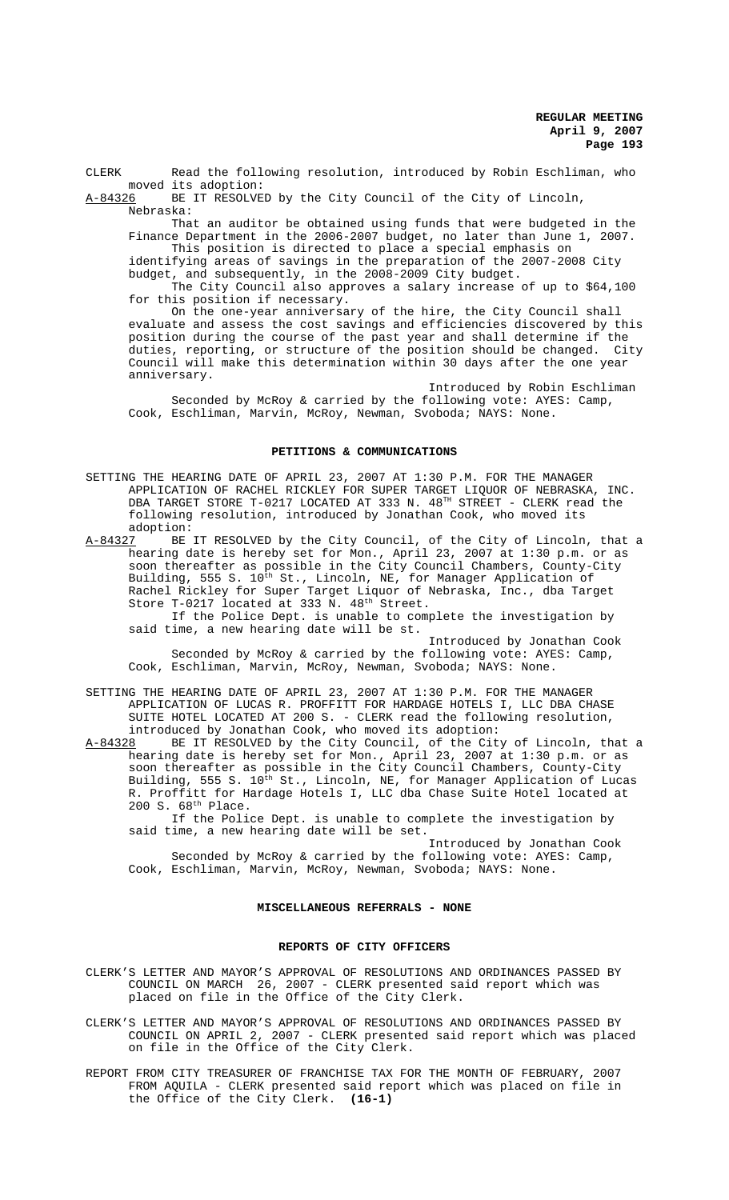CLERK Read the following resolution, introduced by Robin Eschliman, who moved its adoption:

A-84326 BE IT RESOLVED by the City Council of the City of Lincoln, Nebraska:

That an auditor be obtained using funds that were budgeted in the Finance Department in the 2006-2007 budget, no later than June 1, 2007. This position is directed to place a special emphasis on identifying areas of savings in the preparation of the 2007-2008 City budget, and subsequently, in the 2008-2009 City budget.

The City Council also approves a salary increase of up to $64,100 for this position if necessary.

On the one-year anniversary of the hire, the City Council shall evaluate and assess the cost savings and efficiencies discovered by this position during the course of the past year and shall determine if the duties, reporting, or structure of the position should be changed. City Council will make this determination within 30 days after the one year anniversary.

Introduced by Robin Eschliman

Seconded by McRoy & carried by the following vote: AYES: Camp, Cook, Eschliman, Marvin, McRoy, Newman, Svoboda; NAYS: None.

## PETITIONS & COMMUNICATIONS

SETTING THE HEARING DATE OF APRIL 23, 2007 AT 1:30 P.M. FOR THE MANAGER APPLICATION OF RACHEL RICKLEY FOR SUPER TARGET LIQUOR OF NEBRASKA, INC. DBA TARGET STORE T-0217 LOCATED AT 333 N. 48TH STREET - CLERK read the following resolution, introduced by Jonathan Cook, who moved its adoption:

A-84327 BE IT RESOLVED by the City Council, of the City of Lincoln, that a hearing date is hereby set for Mon., April 23, 2007 at 1:30 p.m. or as soon thereafter as possible in the City Council Chambers, County-City Building, 555 S. 10th St., Lincoln, NE, for Manager Application of Rachel Rickley for Super Target Liquor of Nebraska, Inc., dba Target Store T-0217 located at 333 N. 48th Street.

If the Police Dept. is unable to complete the investigation by said time, a new hearing date will be set.

Introduced by Jonathan Cook

Seconded by McRoy & carried by the following vote: AYES: Camp, Cook, Eschliman, Marvin, McRoy, Newman, Svoboda; NAYS: None.

SETTING THE HEARING DATE OF APRIL 23, 2007 AT 1:30 P.M. FOR THE MANAGER APPLICATION OF LUCAS R. PROFFITT FOR HARDAGE HOTELS I, LLC DBA CHASE SUITE HOTEL LOCATED AT 200 S. - CLERK read the following resolution, introduced by Jonathan Cook, who moved its adoption:

A-84328 BE IT RESOLVED by the City Council, of the City of Lincoln, that a hearing date is hereby set for Mon., April 23, 2007 at 1:30 p.m. or as soon thereafter as possible in the City Council Chambers, County-City Building, 555 S. 10th St., Lincoln, NE, for Manager Application of Lucas R. Proffitt for Hardage Hotels I, LLC dba Chase Suite Hotel located at 200 S. 68th Place.

If the Police Dept. is unable to complete the investigation by said time, a new hearing date will be set.

Introduced by Jonathan Cook

Seconded by McRoy & carried by the following vote: AYES: Camp, Cook, Eschliman, Marvin, McRoy, Newman, Svoboda; NAYS: None.

## MISCELLANEOUS REFERRALS - NONE

## REPORTS OF CITY OFFICERS

CLERK'S LETTER AND MAYOR'S APPROVAL OF RESOLUTIONS AND ORDINANCES PASSED BY COUNCIL ON MARCH 26, 2007 - CLERK presented said report which was placed on file in the Office of the City Clerk.

CLERK'S LETTER AND MAYOR'S APPROVAL OF RESOLUTIONS AND ORDINANCES PASSED BY COUNCIL ON APRIL 2, 2007 - CLERK presented said report which was placed on file in the Office of the City Clerk.

REPORT FROM CITY TREASURER OF FRANCHISE TAX FOR THE MONTH OF FEBRUARY, 2007 FROM AQUILA - CLERK presented said report which was placed on file in the Office of the City Clerk. **(16-1)**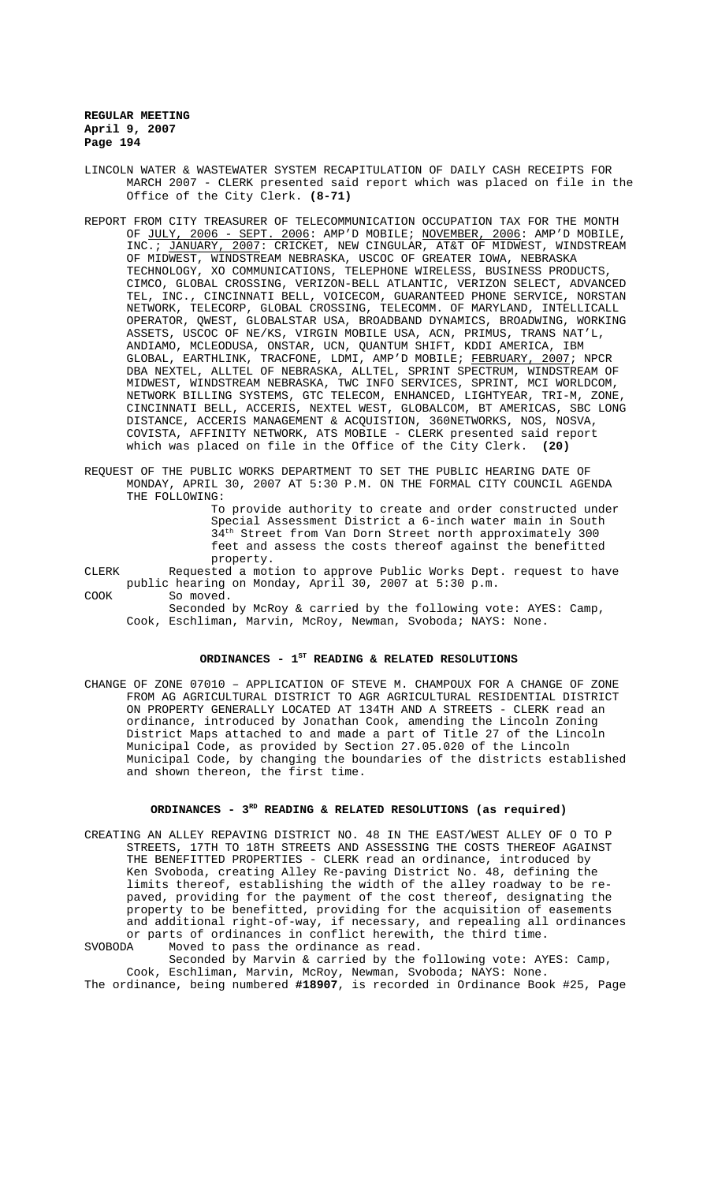LINCOLN WATER & WASTEWATER SYSTEM RECAPITULATION OF DAILY CASH RECEIPTS FOR MARCH 2007 - CLERK presented said report which was placed on file in the Office of the City Clerk. **(8-71)**

REPORT FROM CITY TREASURER OF TELECOMMUNICATION OCCUPATION TAX FOR THE MONTH OF JULY, 2006 - SEPT. 2006: AMP'D MOBILE; NOVEMBER, 2006: AMP'D MOBILE, INC.; JANUARY, 2007: CRICKET, NEW CINGULAR, AT&T OF MIDWEST, WINDSTREAM OF MIDWEST, WINDSTREAM NEBRASKA, USCOC OF GREATER IOWA, NEBRASKA TECHNOLOGY, XO COMMUNICATIONS, TELEPHONE WIRELESS, BUSINESS PRODUCTS, CIMCO, GLOBAL CROSSING, VERIZON-BELL ATLANTIC, VERIZON SELECT, ADVANCED TEL, INC., CINCINNATI BELL, VOICECOM, GUARANTEED PHONE SERVICE, NORSTAN NETWORK, TELECORP, GLOBAL CROSSING, TELECOMM. OF MARYLAND, INTELLICALL OPERATOR, QWEST, GLOBALSTAR USA, BROADBAND DYNAMICS, BROADWING, WORKING ASSETS, USCOC OF NE/KS, VIRGIN MOBILE USA, ACN, PRIMUS, TRANS NAT'L, ANDIAMO, MCLEODUSA, ONSTAR, UCN, QUANTUM SHIFT, KDDI AMERICA, IBM GLOBAL, EARTHLINK, TRACFONE, LDMI, AMP'D MOBILE; FEBRUARY, 2007; NPCR DBA NEXTEL, ALLTEL OF NEBRASKA, ALLTEL, SPRINT SPECTRUM, WINDSTREAM OF MIDWEST, WINDSTREAM NEBRASKA, TWC INFO SERVICES, SPRINT, MCI WORLDCOM, NETWORK BILLING SYSTEMS, GTC TELECOM, ENHANCED, LIGHTYEAR, TRI-M, ZONE, CINCINNATI BELL, ACCERIS, NEXTEL WEST, GLOBALCOM, BT AMERICAS, SBC LONG DISTANCE, ACCERIS MANAGEMENT & ACQUISTION, 360NETWORKS, NOS, NOSVA, COVISTA, AFFINITY NETWORK, ATS MOBILE - CLERK presented said report which was placed on file in the Office of the City Clerk. **(20)**

REQUEST OF THE PUBLIC WORKS DEPARTMENT TO SET THE PUBLIC HEARING DATE OF MONDAY, APRIL 30, 2007 AT 5:30 P.M. ON THE FORMAL CITY COUNCIL AGENDA THE FOLLOWING:

> To provide authority to create and order constructed under Special Assessment District a 6-inch water main in South 34th Street from Van Dorn Street north approximately 300 feet and assess the costs thereof against the benefitted property.

CLERK Requested a motion to approve Public Works Dept. request to have public hearing on Monday, April 30, 2007 at 5:30 p.m.

COOK So moved.

Seconded by McRoy & carried by the following vote: AYES: Camp, Cook, Eschliman, Marvin, McRoy, Newman, Svoboda; NAYS: None.

## ORDINANCES - 1ST READING & RELATED RESOLUTIONS

CHANGE OF ZONE 07010 – APPLICATION OF STEVE M. CHAMPOUX FOR A CHANGE OF ZONE FROM AG AGRICULTURAL DISTRICT TO AGR AGRICULTURAL RESIDENTIAL DISTRICT ON PROPERTY GENERALLY LOCATED AT 134TH AND A STREETS - CLERK read an ordinance, introduced by Jonathan Cook, amending the Lincoln Zoning District Maps attached to and made a part of Title 27 of the Lincoln Municipal Code, as provided by Section 27.05.020 of the Lincoln Municipal Code, by changing the boundaries of the districts established and shown thereon, the first time.

## ORDINANCES - 3RD READING & RELATED RESOLUTIONS (as required)

CREATING AN ALLEY REPAVING DISTRICT NO. 48 IN THE EAST/WEST ALLEY OF O TO P STREETS, 17TH TO 18TH STREETS AND ASSESSING THE COSTS THEREOF AGAINST THE BENEFITTED PROPERTIES - CLERK read an ordinance, introduced by Ken Svoboda, creating Alley Re-paving District No. 48, defining the limits thereof, establishing the width of the alley roadway to be re-paved, providing for the payment of the cost thereof, designating the property to be benefitted, providing for the acquisition of easements and additional right-of-way, if necessary, and repealing all ordinances or parts of ordinances in conflict herewith, the third time.

SVOBODA Moved to pass the ordinance as read.

Seconded by Marvin & carried by the following vote: AYES: Camp, Cook, Eschliman, Marvin, McRoy, Newman, Svoboda; NAYS: None.

The ordinance, being numbered **#18907**, is recorded in Ordinance Book #25, Page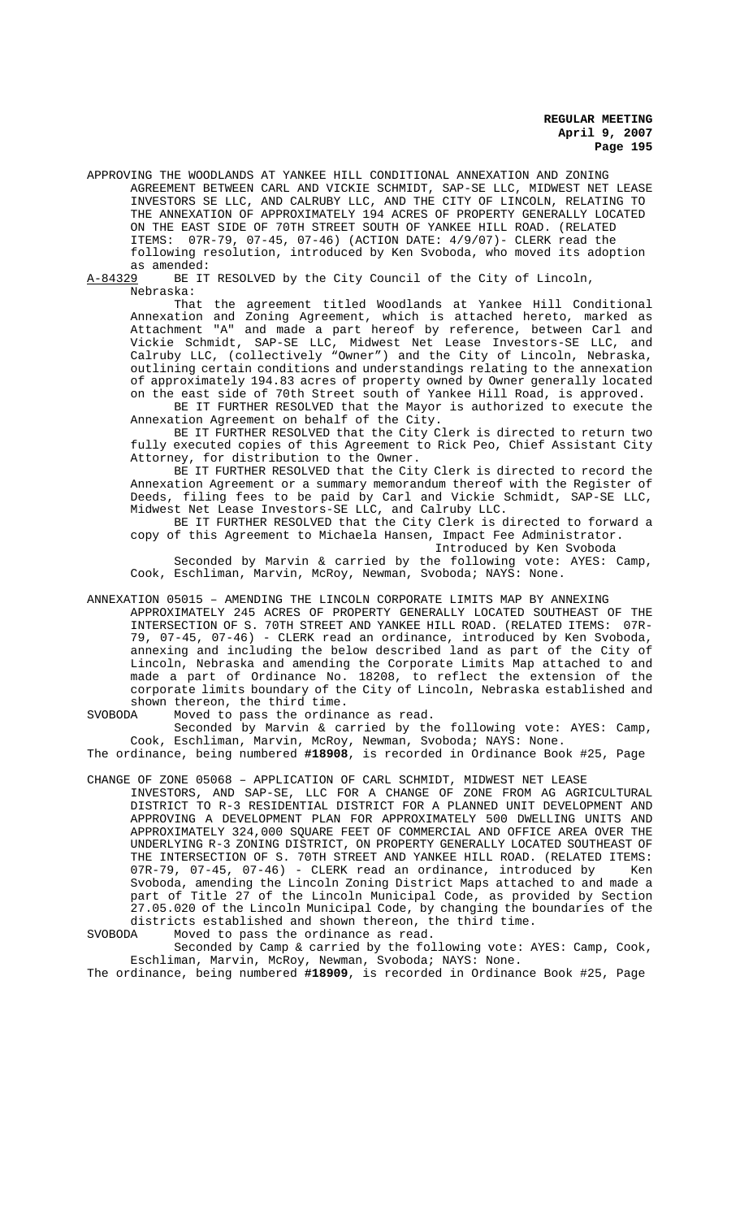APPROVING THE WOODLANDS AT YANKEE HILL CONDITIONAL ANNEXATION AND ZONING AGREEMENT BETWEEN CARL AND VICKIE SCHMIDT, SAP-SE LLC, MIDWEST NET LEASE INVESTORS SE LLC, AND CALRUBY LLC, AND THE CITY OF LINCOLN, RELATING TO THE ANNEXATION OF APPROXIMATELY 194 ACRES OF PROPERTY GENERALLY LOCATED ON THE EAST SIDE OF 70TH STREET SOUTH OF YANKEE HILL ROAD. (RELATED ITEMS: 07R-79, 07-45, 07-46) (ACTION DATE: 4/9/07)- CLERK read the following resolution, introduced by Ken Svoboda, who moved its adoption as amended:

A-84329 BE IT RESOLVED by the City Council of the City of Lincoln, Nebraska:

That the agreement titled Woodlands at Yankee Hill Conditional Annexation and Zoning Agreement, which is attached hereto, marked as Attachment "A" and made a part hereof by reference, between Carl and Vickie Schmidt, SAP-SE LLC, Midwest Net Lease Investors-SE LLC, and Calruby LLC, (collectively "Owner") and the City of Lincoln, Nebraska, outlining certain conditions and understandings relating to the annexation of approximately 194.83 acres of property owned by Owner generally located on the east side of 70th Street south of Yankee Hill Road, is approved.

BE IT FURTHER RESOLVED that the Mayor is authorized to execute the Annexation Agreement on behalf of the City.

BE IT FURTHER RESOLVED that the City Clerk is directed to return two fully executed copies of this Agreement to Rick Peo, Chief Assistant City Attorney, for distribution to the Owner.

BE IT FURTHER RESOLVED that the City Clerk is directed to record the Annexation Agreement or a summary memorandum thereof with the Register of Deeds, filing fees to be paid by Carl and Vickie Schmidt, SAP-SE LLC, Midwest Net Lease Investors-SE LLC, and Calruby LLC.

BE IT FURTHER RESOLVED that the City Clerk is directed to forward a copy of this Agreement to Michaela Hansen, Impact Fee Administrator.

Introduced by Ken Svoboda

Seconded by Marvin & carried by the following vote: AYES: Camp, Cook, Eschliman, Marvin, McRoy, Newman, Svoboda; NAYS: None.

ANNEXATION 05015 – AMENDING THE LINCOLN CORPORATE LIMITS MAP BY ANNEXING APPROXIMATELY 245 ACRES OF PROPERTY GENERALLY LOCATED SOUTHEAST OF THE INTERSECTION OF S. 70TH STREET AND YANKEE HILL ROAD. (RELATED ITEMS: 07R-79, 07-45, 07-46) - CLERK read an ordinance, introduced by Ken Svoboda, annexing and including the below described land as part of the City of Lincoln, Nebraska and amending the Corporate Limits Map attached to and made a part of Ordinance No. 18208, to reflect the extension of the corporate limits boundary of the City of Lincoln, Nebraska established and shown thereon, the third time.

SVOBODA Moved to pass the ordinance as read.

Seconded by Marvin & carried by the following vote: AYES: Camp, Cook, Eschliman, Marvin, McRoy, Newman, Svoboda; NAYS: None.

The ordinance, being numbered **#18908**, is recorded in Ordinance Book #25, Page

CHANGE OF ZONE 05068 – APPLICATION OF CARL SCHMIDT, MIDWEST NET LEASE INVESTORS, AND SAP-SE, LLC FOR A CHANGE OF ZONE FROM AG AGRICULTURAL DISTRICT TO R-3 RESIDENTIAL DISTRICT FOR A PLANNED UNIT DEVELOPMENT AND APPROVING A DEVELOPMENT PLAN FOR APPROXIMATELY 500 DWELLING UNITS AND APPROXIMATELY 324,000 SQUARE FEET OF COMMERCIAL AND OFFICE AREA OVER THE UNDERLYING R-3 ZONING DISTRICT, ON PROPERTY GENERALLY LOCATED SOUTHEAST OF THE INTERSECTION OF S. 70TH STREET AND YANKEE HILL ROAD. (RELATED ITEMS: 07R-79, 07-45, 07-46) - CLERK read an ordinance, introduced by Ken Svoboda, amending the Lincoln Zoning District Maps attached to and made a part of Title 27 of the Lincoln Municipal Code, as provided by Section 27.05.020 of the Lincoln Municipal Code, by changing the boundaries of the districts established and shown thereon, the third time.

SVOBODA Moved to pass the ordinance as read.

Seconded by Camp & carried by the following vote: AYES: Camp, Cook, Eschliman, Marvin, McRoy, Newman, Svoboda; NAYS: None.

The ordinance, being numbered **#18909**, is recorded in Ordinance Book #25, Page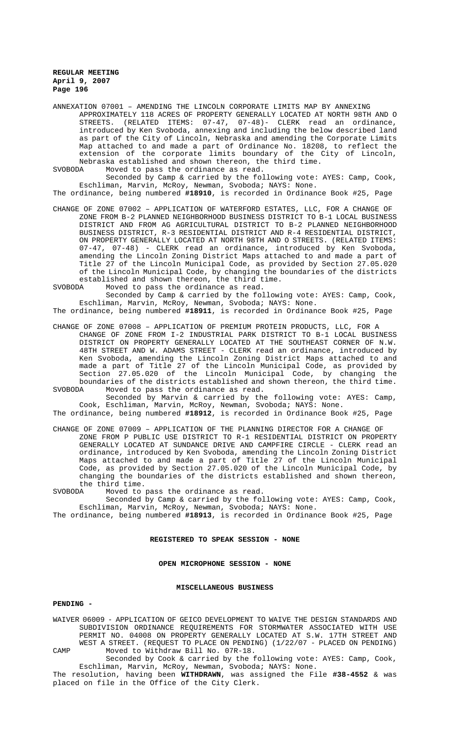ANNEXATION 07001 – AMENDING THE LINCOLN CORPORATE LIMITS MAP BY ANNEXING APPROXIMATELY 118 ACRES OF PROPERTY GENERALLY LOCATED AT NORTH 98TH AND O STREETS. (RELATED ITEMS: 07-47, 07-48)- CLERK read an ordinance, introduced by Ken Svoboda, annexing and including the below described land as part of the City of Lincoln, Nebraska and amending the Corporate Limits Map attached to and made a part of Ordinance No. 18208, to reflect the extension of the corporate limits boundary of the City of Lincoln, Nebraska established and shown thereon, the third time.

SVOBODA Moved to pass the ordinance as read.

Seconded by Camp & carried by the following vote: AYES: Camp, Cook, Eschliman, Marvin, McRoy, Newman, Svoboda; NAYS: None.

The ordinance, being numbered **#18910**, is recorded in Ordinance Book #25, Page

CHANGE OF ZONE 07002 – APPLICATION OF WATERFORD ESTATES, LLC, FOR A CHANGE OF ZONE FROM B-2 PLANNED NEIGHBORHOOD BUSINESS DISTRICT TO B-1 LOCAL BUSINESS DISTRICT AND FROM AG AGRICULTURAL DISTRICT TO B-2 PLANNED NEIGHBORHOOD BUSINESS DISTRICT, R-3 RESIDENTIAL DISTRICT AND R-4 RESIDENTIAL DISTRICT, ON PROPERTY GENERALLY LOCATED AT NORTH 98TH AND O STREETS. (RELATED ITEMS: 07-47, 07-48) - CLERK read an ordinance, introduced by Ken Svoboda, amending the Lincoln Zoning District Maps attached to and made a part of Title 27 of the Lincoln Municipal Code, as provided by Section 27.05.020 of the Lincoln Municipal Code, by changing the boundaries of the districts established and shown thereon, the third time.

SVOBODA Moved to pass the ordinance as read.

Seconded by Camp & carried by the following vote: AYES: Camp, Cook, Eschliman, Marvin, McRoy, Newman, Svoboda; NAYS: None.

The ordinance, being numbered **#18911**, is recorded in Ordinance Book #25, Page

CHANGE OF ZONE 07008 – APPLICATION OF PREMIUM PROTEIN PRODUCTS, LLC, FOR A CHANGE OF ZONE FROM I-2 INDUSTRIAL PARK DISTRICT TO B-1 LOCAL BUSINESS DISTRICT ON PROPERTY GENERALLY LOCATED AT THE SOUTHEAST CORNER OF N.W. 48TH STREET AND W. ADAMS STREET - CLERK read an ordinance, introduced by Ken Svoboda, amending the Lincoln Zoning District Maps attached to and made a part of Title 27 of the Lincoln Municipal Code, as provided by Section 27.05.020 of the Lincoln Municipal Code, by changing the boundaries of the districts established and shown thereon, the third time.

SVOBODA Moved to pass the ordinance as read.

Seconded by Marvin & carried by the following vote: AYES: Camp, Cook, Eschliman, Marvin, McRoy, Newman, Svoboda; NAYS: None.

The ordinance, being numbered **#18912**, is recorded in Ordinance Book #25, Page

CHANGE OF ZONE 07009 – APPLICATION OF THE PLANNING DIRECTOR FOR A CHANGE OF ZONE FROM P PUBLIC USE DISTRICT TO R-1 RESIDENTIAL DISTRICT ON PROPERTY GENERALLY LOCATED AT SUNDANCE DRIVE AND CAMPFIRE CIRCLE - CLERK read an ordinance, introduced by Ken Svoboda, amending the Lincoln Zoning District Maps attached to and made a part of Title 27 of the Lincoln Municipal Code, as provided by Section 27.05.020 of the Lincoln Municipal Code, by changing the boundaries of the districts established and shown thereon, the third time.

SVOBODA Moved to pass the ordinance as read.

Seconded by Camp & carried by the following vote: AYES: Camp, Cook, Eschliman, Marvin, McRoy, Newman, Svoboda; NAYS: None.

The ordinance, being numbered **#18913**, is recorded in Ordinance Book #25, Page

**REGISTERED TO SPEAK SESSION - NONE**

**OPEN MICROPHONE SESSION - NONE**

**MISCELLANEOUS BUSINESS**

**PENDING -**

WAIVER 06009 - APPLICATION OF GEICO DEVELOPMENT TO WAIVE THE DESIGN STANDARDS AND SUBDIVISION ORDINANCE REQUIREMENTS FOR STORMWATER ASSOCIATED WITH USE PERMIT NO. 04008 ON PROPERTY GENERALLY LOCATED AT S.W. 17TH STREET AND WEST A STREET. (REQUEST TO PLACE ON PENDING) (1/22/07 - PLACED ON PENDING)

CAMP Moved to Withdraw Bill No. 07R-18.

Seconded by Cook & carried by the following vote: AYES: Camp, Cook, Eschliman, Marvin, McRoy, Newman, Svoboda; NAYS: None.

The resolution, having been **WITHDRAWN**, was assigned the File **#38-4552** & was placed on file in the Office of the City Clerk.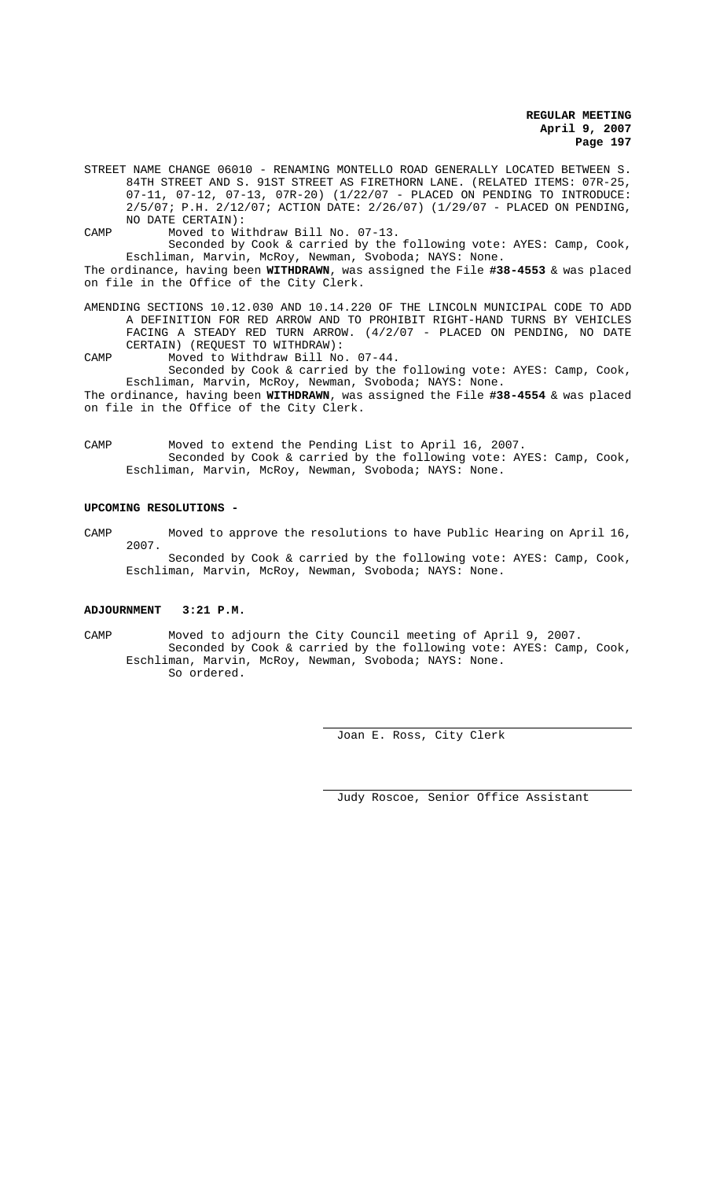STREET NAME CHANGE 06010 - RENAMING MONTELLO ROAD GENERALLY LOCATED BETWEEN S. 84TH STREET AND S. 91ST STREET AS FIRETHORN LANE. (RELATED ITEMS: 07R-25, 07-11, 07-12, 07-13, 07R-20) (1/22/07 - PLACED ON PENDING TO INTRODUCE: 2/5/07; P.H. 2/12/07; ACTION DATE: 2/26/07) (1/29/07 - PLACED ON PENDING, NO DATE CERTAIN):

CAMP Moved to Withdraw Bill No. 07-13.

Seconded by Cook & carried by the following vote: AYES: Camp, Cook, Eschliman, Marvin, McRoy, Newman, Svoboda; NAYS: None.

The ordinance, having been **WITHDRAWN**, was assigned the File **#38-4553** & was placed on file in the Office of the City Clerk.

AMENDING SECTIONS 10.12.030 AND 10.14.220 OF THE LINCOLN MUNICIPAL CODE TO ADD A DEFINITION FOR RED ARROW AND TO PROHIBIT RIGHT-HAND TURNS BY VEHICLES FACING A STEADY RED TURN ARROW. (4/2/07 - PLACED ON PENDING, NO DATE CERTAIN) (REQUEST TO WITHDRAW):

CAMP Moved to Withdraw Bill No. 07-44.

Seconded by Cook & carried by the following vote: AYES: Camp, Cook, Eschliman, Marvin, McRoy, Newman, Svoboda; NAYS: None.

The ordinance, having been **WITHDRAWN**, was assigned the File **#38-4554** & was placed on file in the Office of the City Clerk.

CAMP Moved to extend the Pending List to April 16, 2007.

Seconded by Cook & carried by the following vote: AYES: Camp, Cook, Eschliman, Marvin, McRoy, Newman, Svoboda; NAYS: None.

**UPCOMING RESOLUTIONS -**

CAMP Moved to approve the resolutions to have Public Hearing on April 16, 2007.

Seconded by Cook & carried by the following vote: AYES: Camp, Cook, Eschliman, Marvin, McRoy, Newman, Svoboda; NAYS: None.

**ADJOURNMENT 3:21 P.M.**

CAMP Moved to adjourn the City Council meeting of April 9, 2007.

Seconded by Cook & carried by the following vote: AYES: Camp, Cook, Eschliman, Marvin, McRoy, Newman, Svoboda; NAYS: None.

So ordered.

Joan E. Ross, City Clerk

Judy Roscoe, Senior Office Assistant